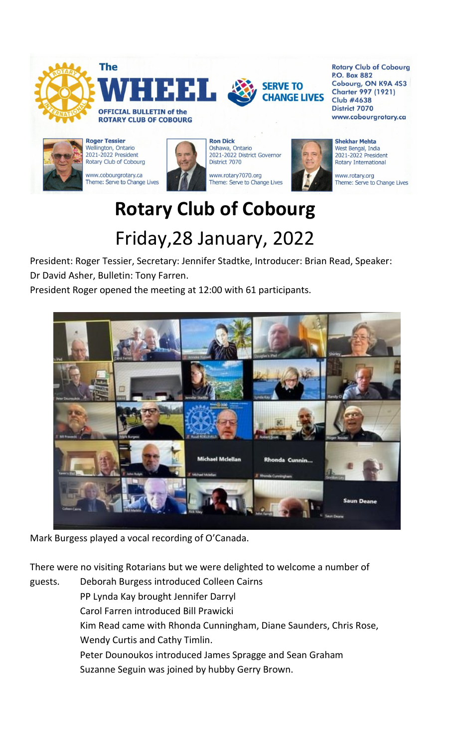The **WHEEL**

OFFICIAL BULLETIN of the ROTARY CLUB OF COBOURG

SERVE TO CHANGE LIVES

Rotary Club of Cobourg
P.O. Box 882
Cobourg, ON K9A 4S3
Charter 997 (1921)
Club #4638
District 7070
www.cobourgrotary.ca

**Roger Tessier**
Wellington, Ontario
2021-2022 President
Rotary Club of Cobourg
www.cobourgrotary.ca
Theme: Serve to Change Lives

**Ron Dick**
Oshawa, Ontario
2021-2022 District Governor
District 7070
www.rotary7070.org
Theme: Serve to Change Lives

**Shekhar Mehta**
West Bengal, India
2021-2022 President
Rotary International
www.rotary.org
Theme: Serve to Change Lives

# Rotary Club of Cobourg

## Friday,28 January, 2022

President: Roger Tessier, Secretary: Jennifer Stadtke, Introducer: Brian Read, Speaker: Dr David Asher, Bulletin: Tony Farren.

President Roger opened the meeting at 12:00 with 61 participants.

Mark Burgess played a vocal recording of O'Canada.

There were no visiting Rotarians but we were delighted to welcome a number of guests.

- Deborah Burgess introduced Colleen Cairns
- PP Lynda Kay brought Jennifer Darryl
- Carol Farren introduced Bill Prawicki
- Kim Read came with Rhonda Cunningham, Diane Saunders, Chris Rose, Wendy Curtis and Cathy Timlin.
- Peter Dounoukos introduced James Spragge and Sean Graham
- Suzanne Seguin was joined by hubby Gerry Brown.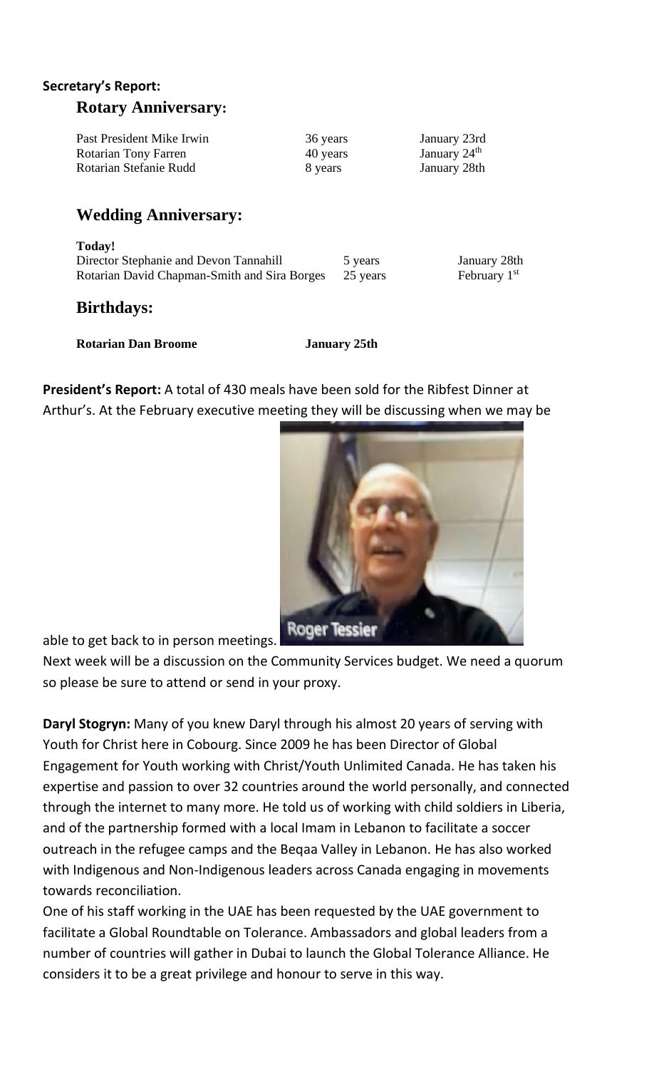**Secretary's Report:**

## Rotary Anniversary:

| | | |
|---|---|---|
| Past President Mike Irwin | 36 years | January 23rd |
| Rotarian Tony Farren | 40 years | January 24th |
| Rotarian Stefanie Rudd | 8 years | January 28th |

## Wedding Anniversary:

**Today!**

| | | |
|---|---|---|
| Director Stephanie and Devon Tannahill | 5 years | January 28th |
| Rotarian David Chapman-Smith and Sira Borges | 25 years | February 1st |

## Birthdays:

**Rotarian Dan Broome** **January 25th**

**President's Report:** A total of 430 meals have been sold for the Ribfest Dinner at Arthur's. At the February executive meeting they will be discussing when we may be able to get back to in person meetings.

Roger Tessier

Next week will be a discussion on the Community Services budget. We need a quorum so please be sure to attend or send in your proxy.

**Daryl Stogryn:** Many of you knew Daryl through his almost 20 years of serving with Youth for Christ here in Cobourg. Since 2009 he has been Director of Global Engagement for Youth working with Christ/Youth Unlimited Canada. He has taken his expertise and passion to over 32 countries around the world personally, and connected through the internet to many more. He told us of working with child soldiers in Liberia, and of the partnership formed with a local Imam in Lebanon to facilitate a soccer outreach in the refugee camps and the Beqaa Valley in Lebanon. He has also worked with Indigenous and Non-Indigenous leaders across Canada engaging in movements towards reconciliation.

One of his staff working in the UAE has been requested by the UAE government to facilitate a Global Roundtable on Tolerance. Ambassadors and global leaders from a number of countries will gather in Dubai to launch the Global Tolerance Alliance. He considers it to be a great privilege and honour to serve in this way.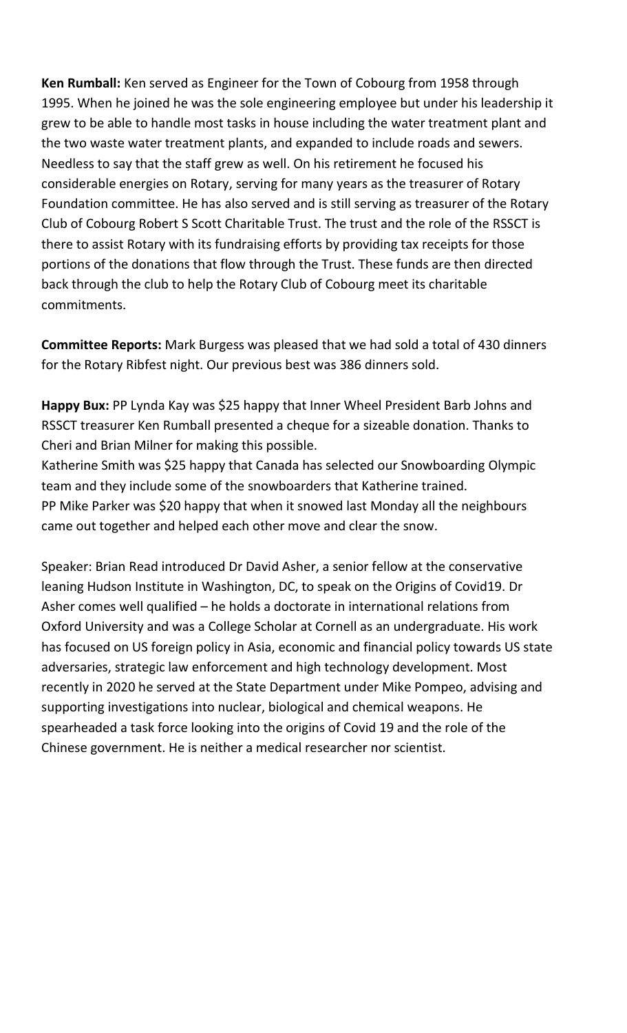**Ken Rumball:** Ken served as Engineer for the Town of Cobourg from 1958 through 1995. When he joined he was the sole engineering employee but under his leadership it grew to be able to handle most tasks in house including the water treatment plant and the two waste water treatment plants, and expanded to include roads and sewers. Needless to say that the staff grew as well. On his retirement he focused his considerable energies on Rotary, serving for many years as the treasurer of Rotary Foundation committee. He has also served and is still serving as treasurer of the Rotary Club of Cobourg Robert S Scott Charitable Trust. The trust and the role of the RSSCT is there to assist Rotary with its fundraising efforts by providing tax receipts for those portions of the donations that flow through the Trust. These funds are then directed back through the club to help the Rotary Club of Cobourg meet its charitable commitments.

**Committee Reports:** Mark Burgess was pleased that we had sold a total of 430 dinners for the Rotary Ribfest night. Our previous best was 386 dinners sold.

**Happy Bux:** PP Lynda Kay was $25 happy that Inner Wheel President Barb Johns and RSSCT treasurer Ken Rumball presented a cheque for a sizeable donation. Thanks to Cheri and Brian Milner for making this possible.
Katherine Smith was $25 happy that Canada has selected our Snowboarding Olympic team and they include some of the snowboarders that Katherine trained.
PP Mike Parker was $20 happy that when it snowed last Monday all the neighbours came out together and helped each other move and clear the snow.

Speaker: Brian Read introduced Dr David Asher, a senior fellow at the conservative leaning Hudson Institute in Washington, DC, to speak on the Origins of Covid19. Dr Asher comes well qualified – he holds a doctorate in international relations from Oxford University and was a College Scholar at Cornell as an undergraduate. His work has focused on US foreign policy in Asia, economic and financial policy towards US state adversaries, strategic law enforcement and high technology development. Most recently in 2020 he served at the State Department under Mike Pompeo, advising and supporting investigations into nuclear, biological and chemical weapons. He spearheaded a task force looking into the origins of Covid 19 and the role of the Chinese government. He is neither a medical researcher nor scientist.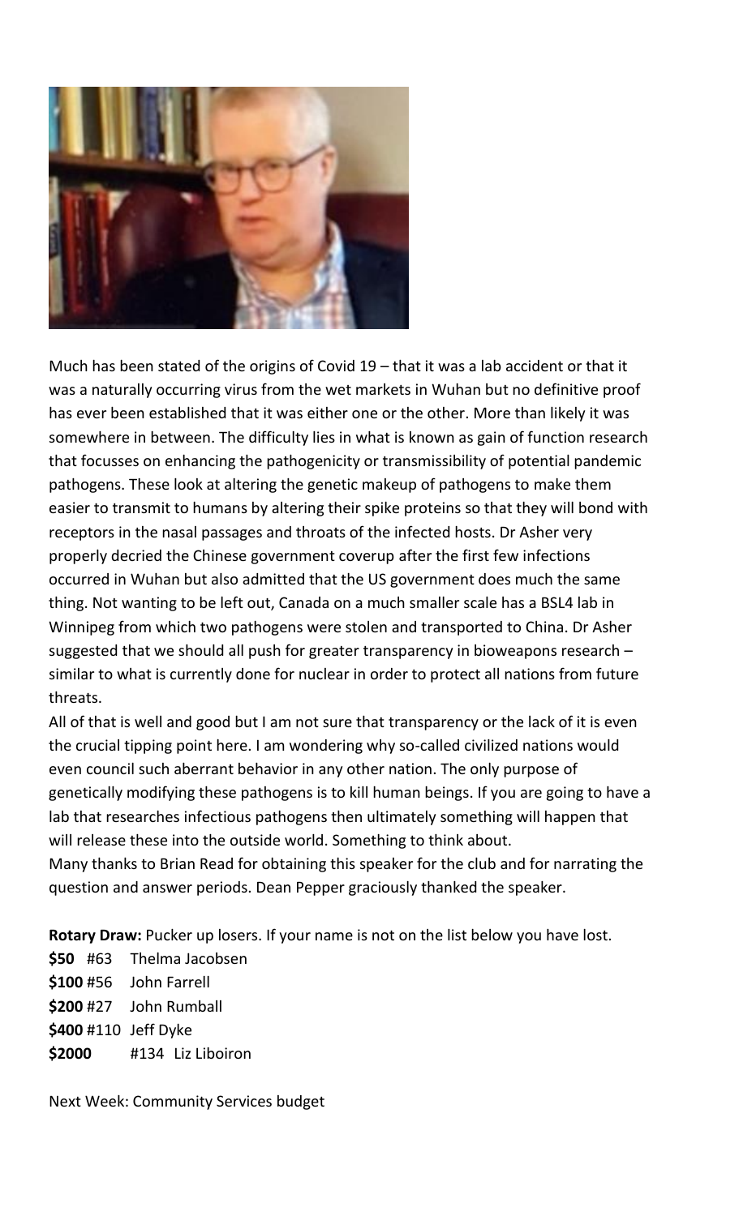Much has been stated of the origins of Covid 19 – that it was a lab accident or that it was a naturally occurring virus from the wet markets in Wuhan but no definitive proof has ever been established that it was either one or the other. More than likely it was somewhere in between. The difficulty lies in what is known as gain of function research that focusses on enhancing the pathogenicity or transmissibility of potential pandemic pathogens. These look at altering the genetic makeup of pathogens to make them easier to transmit to humans by altering their spike proteins so that they will bond with receptors in the nasal passages and throats of the infected hosts. Dr Asher very properly decried the Chinese government coverup after the first few infections occurred in Wuhan but also admitted that the US government does much the same thing. Not wanting to be left out, Canada on a much smaller scale has a BSL4 lab in Winnipeg from which two pathogens were stolen and transported to China. Dr Asher suggested that we should all push for greater transparency in bioweapons research – similar to what is currently done for nuclear in order to protect all nations from future threats.

All of that is well and good but I am not sure that transparency or the lack of it is even the crucial tipping point here. I am wondering why so-called civilized nations would even council such aberrant behavior in any other nation. The only purpose of genetically modifying these pathogens is to kill human beings. If you are going to have a lab that researches infectious pathogens then ultimately something will happen that will release these into the outside world. Something to think about.

Many thanks to Brian Read for obtaining this speaker for the club and for narrating the question and answer periods. Dean Pepper graciously thanked the speaker.

**Rotary Draw:** Pucker up losers. If your name is not on the list below you have lost.

**$50** #63 Thelma Jacobsen
**$100** #56 John Farrell
**$200** #27 John Rumball
**$400** #110 Jeff Dyke
**$2000** #134 Liz Liboiron

Next Week: Community Services budget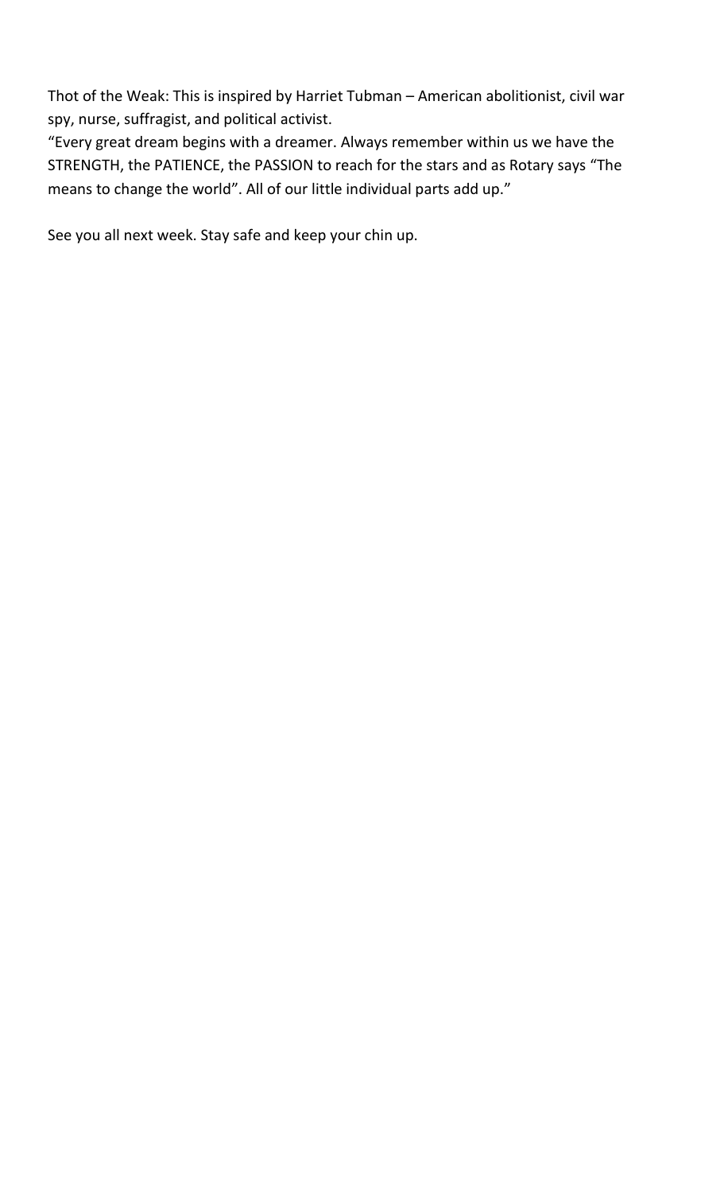Thot of the Weak: This is inspired by Harriet Tubman – American abolitionist, civil war spy, nurse, suffragist, and political activist.

"Every great dream begins with a dreamer. Always remember within us we have the STRENGTH, the PATIENCE, the PASSION to reach for the stars and as Rotary says "The means to change the world". All of our little individual parts add up."

See you all next week. Stay safe and keep your chin up.